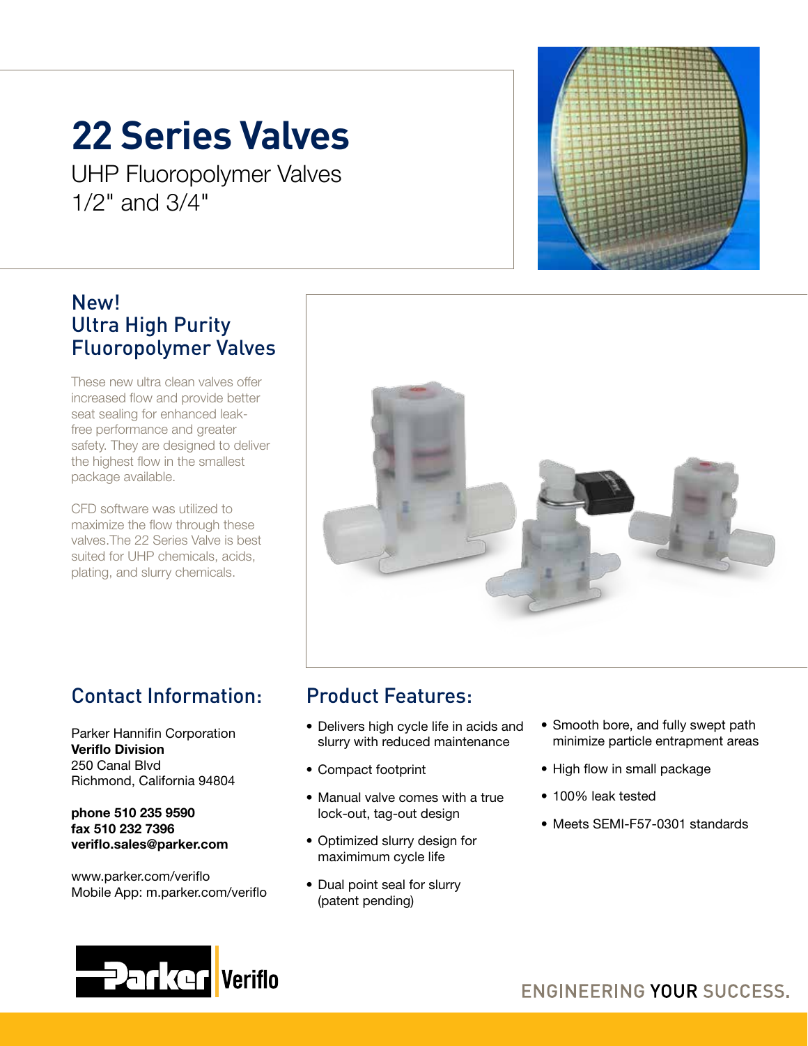# 22 Series Valves

UHP Fluoropolymer Valves
1/2" and 3/4"

## New! Ultra High Purity Fluoropolymer Valves

These new ultra clean valves offer increased flow and provide better seat sealing for enhanced leak-free performance and greater safety. They are designed to deliver the highest flow in the smallest package available.

CFD software was utilized to maximize the flow through these valves.The 22 Series Valve is best suited for UHP chemicals, acids, plating, and slurry chemicals.

## Contact Information:

Parker Hannifin Corporation
**Veriflo Division**
250 Canal Blvd
Richmond, California 94804

**phone 510 235 9590**
**fax 510 232 7396**
**veriflo.sales@parker.com**

www.parker.com/veriflo
Mobile App: m.parker.com/veriflo

## Product Features:

- Delivers high cycle life in acids and slurry with reduced maintenance
- Compact footprint
- Manual valve comes with a true lock-out, tag-out design
- Optimized slurry design for maximimum cycle life
- Dual point seal for slurry (patent pending)
- Smooth bore, and fully swept path minimize particle entrapment areas
- High flow in small package
- 100% leak tested
- Meets SEMI-F57-0301 standards

Parker Veriflo

ENGINEERING YOUR SUCCESS.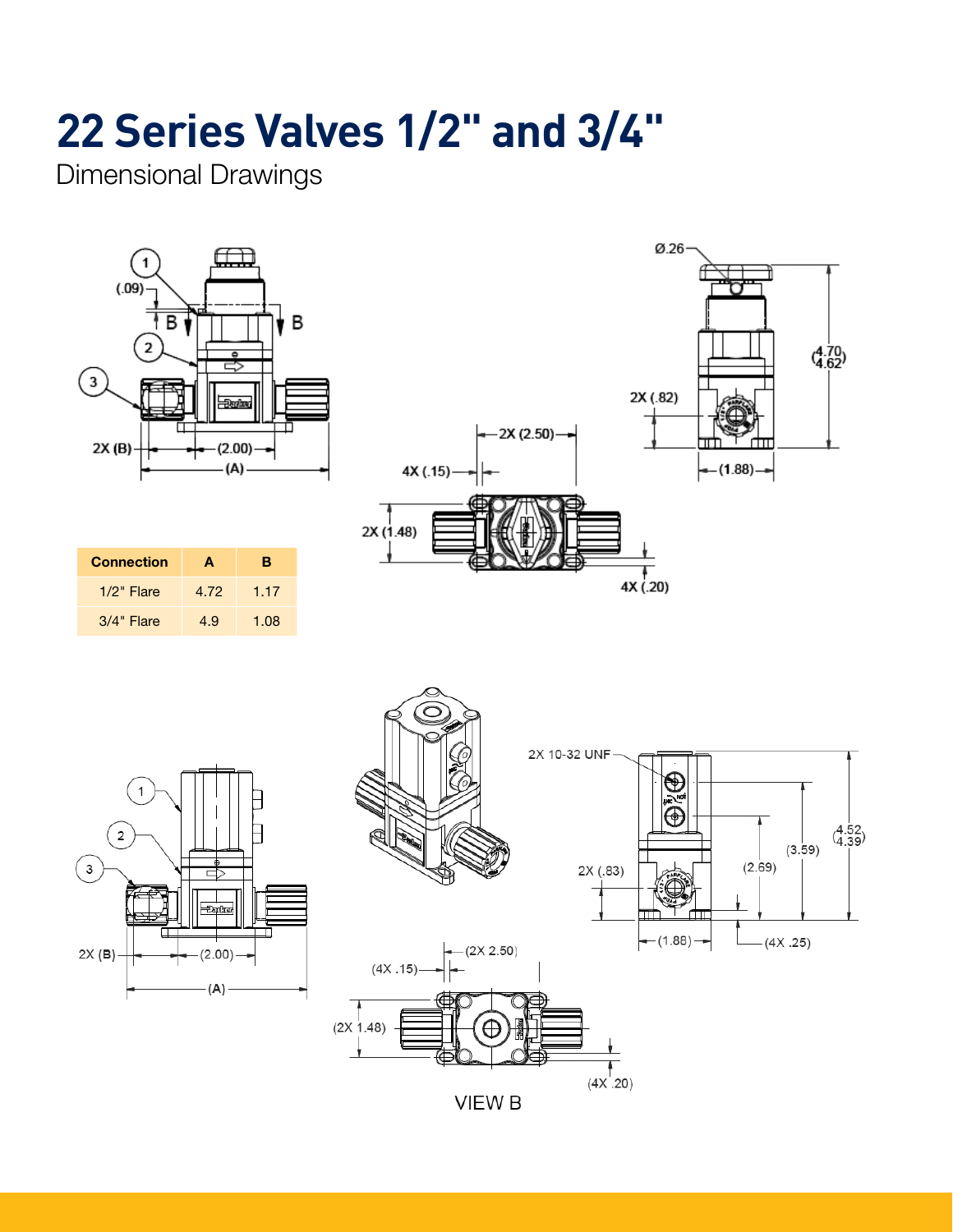# 22 Series Valves 1/2" and 3/4"

Dimensional Drawings

| Connection | A | B |
|---|---|---|
| 1/2" Flare | 4.72 | 1.17 |
| 3/4" Flare | 4.9 | 1.08 |

VIEW B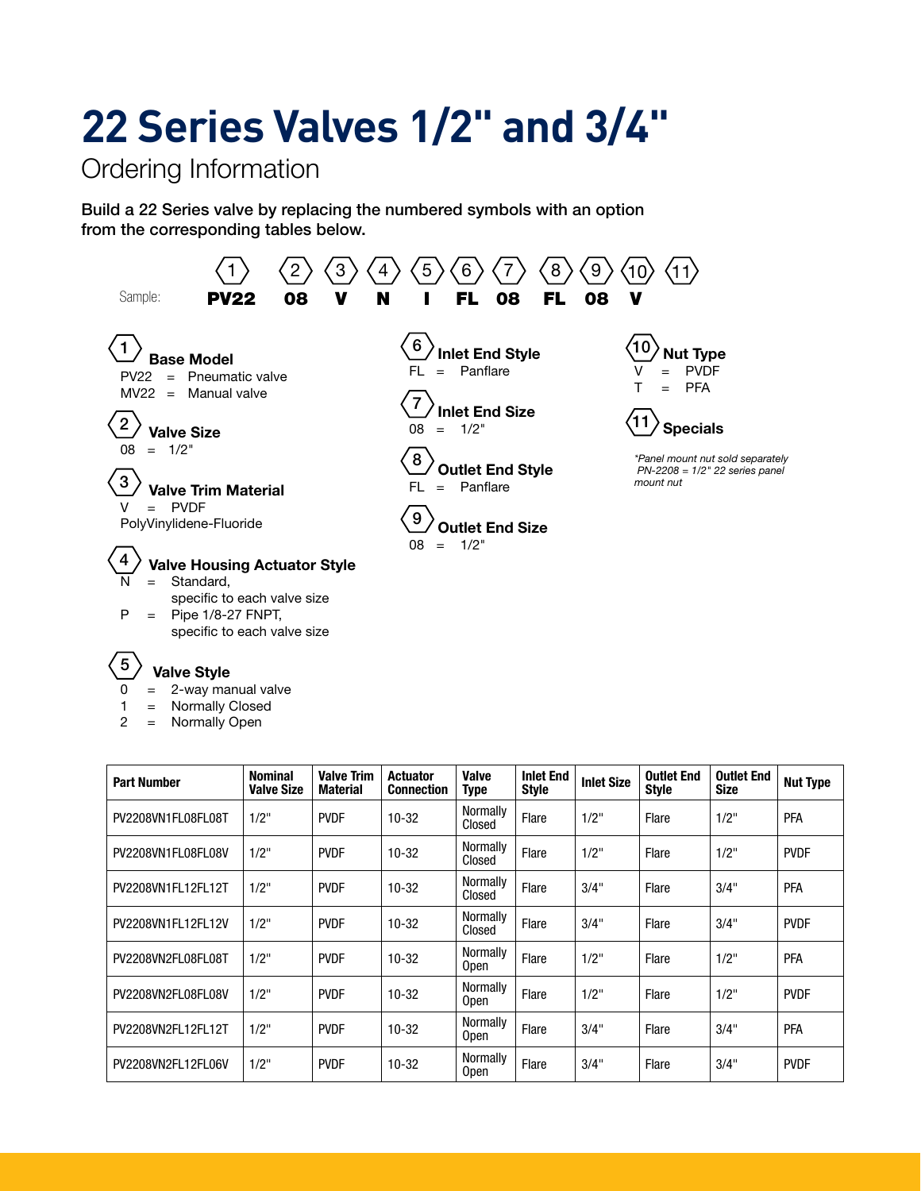# 22 Series Valves 1/2" and 3/4"

## Ordering Information

**Build a 22 Series valve by replacing the numbered symbols with an option from the corresponding tables below.**

| | 1 | 2 | 3 | 4 | 5 | 6 | 7 | 8 | 9 | 10 | 11 |
|---|---|---|---|---|---|---|---|---|---|---|---|
| Sample: | **PV22** | **08** | **V** | **N** | **I** | **FL** | **08** | **FL** | **08** | **V** | |

### 1 Base Model
PV22 = Pneumatic valve
MV22 = Manual valve

### 2 Valve Size
08 = 1/2"

### 3 Valve Trim Material
V = PVDF
PolyVinylidene-Fluoride

### 4 Valve Housing Actuator Style
N = Standard, specific to each valve size
P = Pipe 1/8-27 FNPT, specific to each valve size

### 5 Valve Style
0 = 2-way manual valve
1 = Normally Closed
2 = Normally Open

### 6 Inlet End Style
FL = Panflare

### 7 Inlet End Size
08 = 1/2"

### 8 Outlet End Style
FL = Panflare

### 9 Outlet End Size
08 = 1/2"

### 10 Nut Type
V = PVDF
T = PFA

### 11 Specials

*\*Panel mount nut sold separately PN-2208 = 1/2" 22 series panel mount nut*

| Part Number | Nominal Valve Size | Valve Trim Material | Actuator Connection | Valve Type | Inlet End Style | Inlet Size | Outlet End Style | Outlet End Size | Nut Type |
|---|---|---|---|---|---|---|---|---|---|
| PV2208VN1FL08FL08T | 1/2" | PVDF | 10-32 | Normally Closed | Flare | 1/2" | Flare | 1/2" | PFA |
| PV2208VN1FL08FL08V | 1/2" | PVDF | 10-32 | Normally Closed | Flare | 1/2" | Flare | 1/2" | PVDF |
| PV2208VN1FL12FL12T | 1/2" | PVDF | 10-32 | Normally Closed | Flare | 3/4" | Flare | 3/4" | PFA |
| PV2208VN1FL12FL12V | 1/2" | PVDF | 10-32 | Normally Closed | Flare | 3/4" | Flare | 3/4" | PVDF |
| PV2208VN2FL08FL08T | 1/2" | PVDF | 10-32 | Normally Open | Flare | 1/2" | Flare | 1/2" | PFA |
| PV2208VN2FL08FL08V | 1/2" | PVDF | 10-32 | Normally Open | Flare | 1/2" | Flare | 1/2" | PVDF |
| PV2208VN2FL12FL12T | 1/2" | PVDF | 10-32 | Normally Open | Flare | 3/4" | Flare | 3/4" | PFA |
| PV2208VN2FL12FL06V | 1/2" | PVDF | 10-32 | Normally Open | Flare | 3/4" | Flare | 3/4" | PVDF |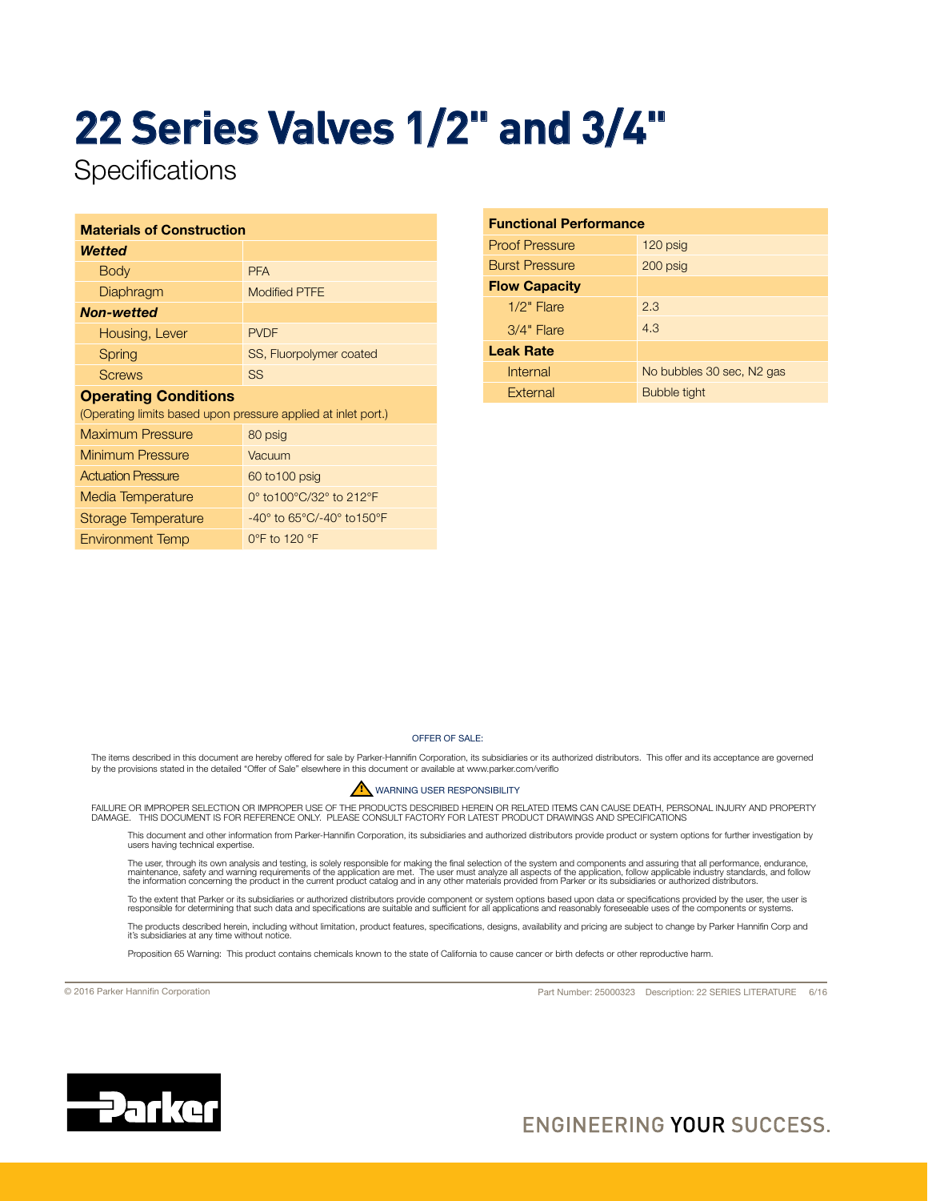# 22 Series Valves 1/2" and 3/4"

## Specifications

| **Materials of Construction** | |
|---|---|
| ***Wetted*** | |
| Body | PFA |
| Diaphragm | Modified PTFE |
| ***Non-wetted*** | |
| Housing, Lever | PVDF |
| Spring | SS, Fluorpolymer coated |
| Screws | SS |
| **Operating Conditions** (Operating limits based upon pressure applied at inlet port.) | |
| Maximum Pressure | 80 psig |
| Minimum Pressure | Vacuum |
| Actuation Pressure | 60 to100 psig |
| Media Temperature | 0° to100°C/32° to 212°F |
| Storage Temperature | -40° to 65°C/-40° to150°F |
| Environment Temp | 0°F to 120 °F |

| **Functional Performance** | |
|---|---|
| Proof Pressure | 120 psig |
| Burst Pressure | 200 psig |
| **Flow Capacity** | |
| 1/2" Flare | 2.3 |
| 3/4" Flare | 4.3 |
| **Leak Rate** | |
| Internal | No bubbles 30 sec, N2 gas |
| External | Bubble tight |

OFFER OF SALE:

The items described in this document are hereby offered for sale by Parker-Hannifin Corporation, its subsidiaries or its authorized distributors. This offer and its acceptance are governed by the provisions stated in the detailed "Offer of Sale" elsewhere in this document or available at www.parker.com/veriflo

WARNING USER RESPONSIBILITY

FAILURE OR IMPROPER SELECTION OR IMPROPER USE OF THE PRODUCTS DESCRIBED HEREIN OR RELATED ITEMS CAN CAUSE DEATH, PERSONAL INJURY AND PROPERTY DAMAGE. THIS DOCUMENT IS FOR REFERENCE ONLY. PLEASE CONSULT FACTORY FOR LATEST PRODUCT DRAWINGS AND SPECIFICATIONS

This document and other information from Parker-Hannifin Corporation, its subsidiaries and authorized distributors provide product or system options for further investigation by users having technical expertise.

The user, through its own analysis and testing, is solely responsible for making the final selection of the system and components and assuring that all performance, endurance, maintenance, safety and warning requirements of the application are met. The user must analyze all aspects of the application, follow applicable industry standards, and follow the information concerning the product in the current product catalog and in any other materials provided from Parker or its subsidiaries or authorized distributors.

To the extent that Parker or its subsidiaries or authorized distributors provide component or system options based upon data or specifications provided by the user, the user is responsible for determining that such data and specifications are suitable and sufficient for all applications and reasonably foreseeable uses of the components or systems.

The products described herein, including without limitation, product features, specifications, designs, availability and pricing are subject to change by Parker Hannifin Corp and it's subsidiaries at any time without notice.

Proposition 65 Warning: This product contains chemicals known to the state of California to cause cancer or birth defects or other reproductive harm.

© 2016 Parker Hannifin Corporation

Part Number: 25000323 Description: 22 SERIES LITERATURE 6/16

Parker

ENGINEERING YOUR SUCCESS.